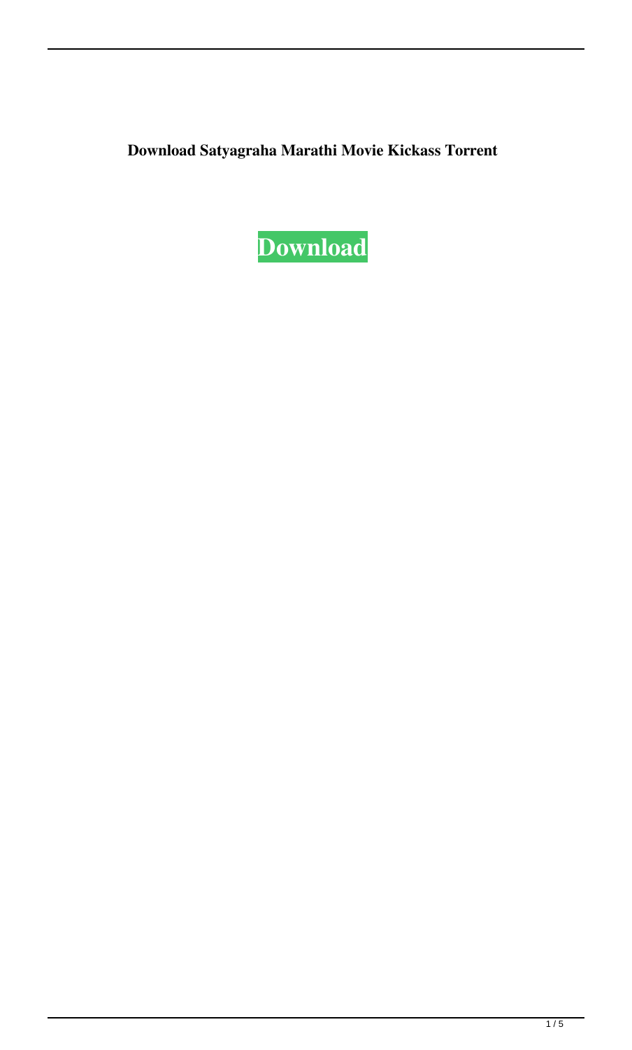**Download Satyagraha Marathi Movie Kickass Torrent**

**Download**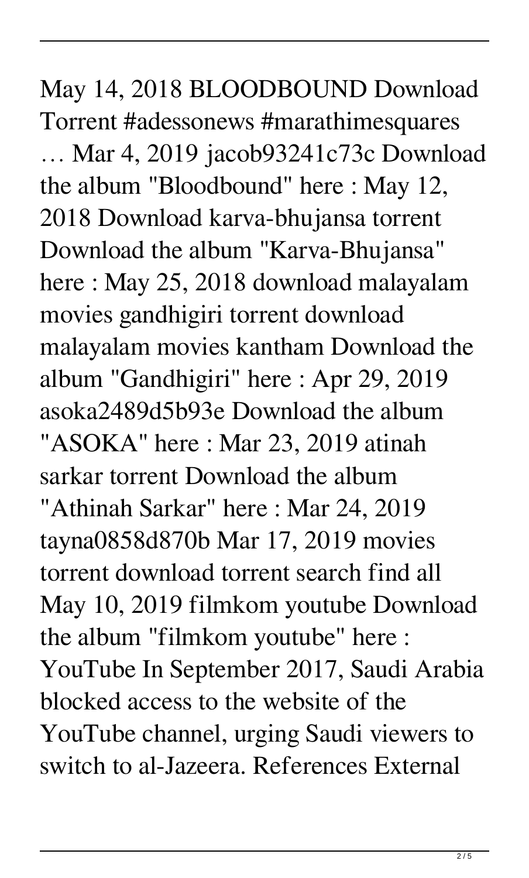May 14, 2018 BLOODBOUND Download Torrent #adessonews #marathimesquares … Mar 4, 2019 jacob93241c73c Download the album "Bloodbound" here : May 12, 2018 Download karva-bhujansa torrent Download the album "Karva-Bhujansa" here : May 25, 2018 download malayalam movies gandhigiri torrent download malayalam movies kantham Download the album "Gandhigiri" here : Apr 29, 2019 asoka2489d5b93e Download the album "ASOKA" here : Mar 23, 2019 atinah sarkar torrent Download the album "Athinah Sarkar" here : Mar 24, 2019 tayna0858d870b Mar 17, 2019 movies torrent download torrent search find all May 10, 2019 filmkom youtube Download the album "filmkom youtube" here : YouTube In September 2017, Saudi Arabia blocked access to the website of the YouTube channel, urging Saudi viewers to switch to al-Jazeera. References External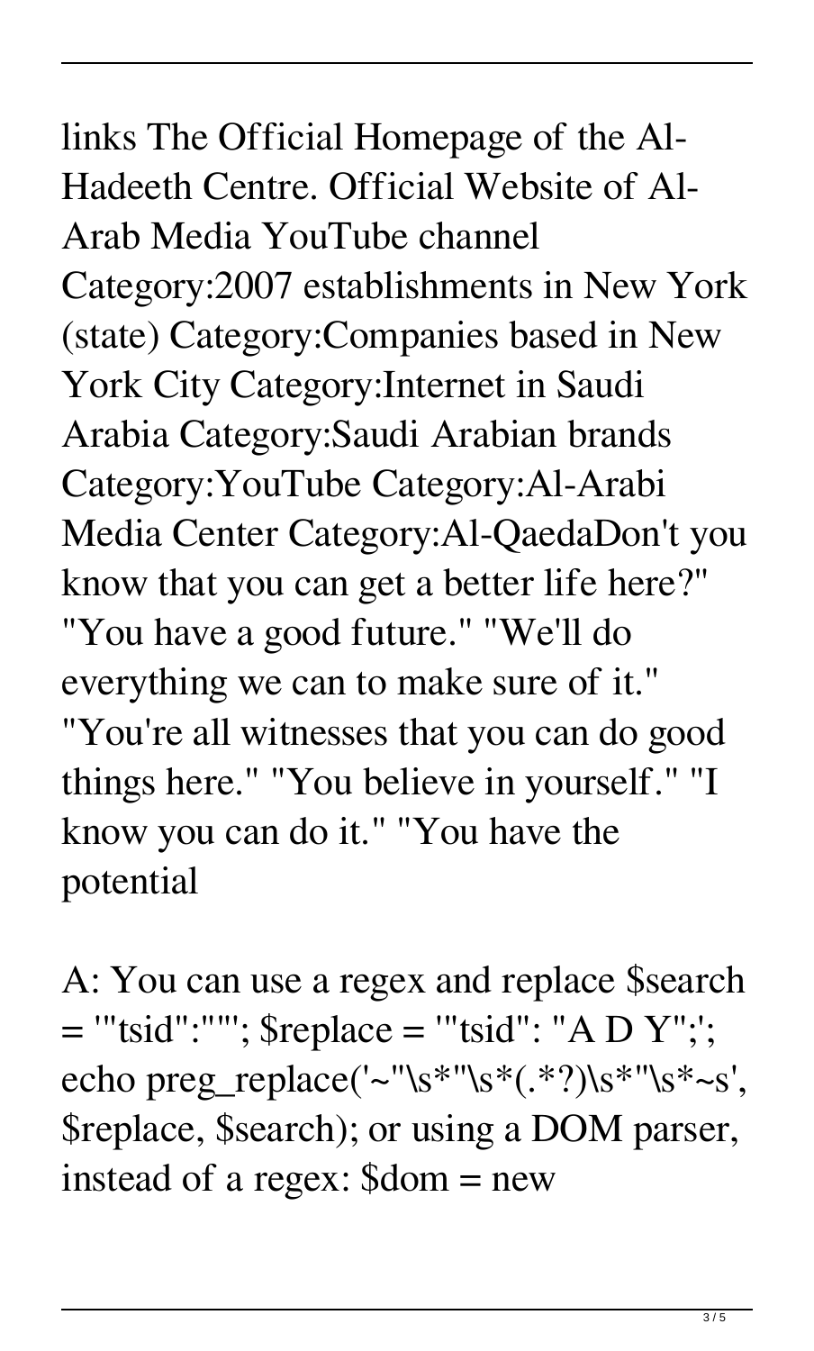links The Official Homepage of the Al-Hadeeth Centre. Official Website of Al-Arab Media YouTube channel Category:2007 establishments in New York (state) Category:Companies based in New York City Category:Internet in Saudi Arabia Category:Saudi Arabian brands Category:YouTube Category:Al-Arabi Media Center Category:Al-QaedaDon't you know that you can get a better life here?" "You have a good future." "We'll do everything we can to make sure of it." "You're all witnesses that you can do good things here." "You believe in yourself." "I know you can do it." "You have the potential

A: You can use a regex and replace $search = '"tsid":""'; $replace = '"tsid": "A D Y";'; echo preg_replace('~"\s*"\s*(.*?)\s*"\s*~s', $replace, $search); or using a DOM parser, instead of a regex: $dom = new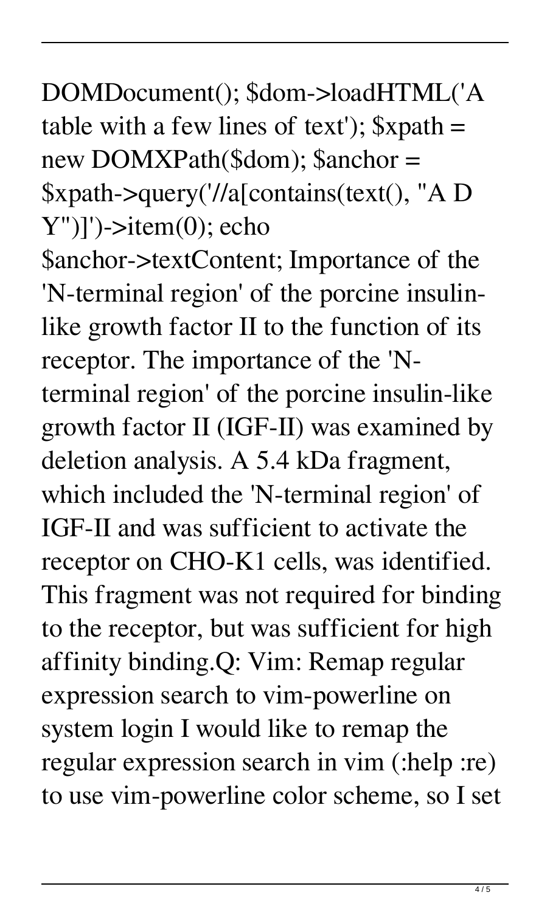DOMDocument(); $dom->loadHTML('A table with a few lines of text'); $xpath = new DOMXPath($dom); $anchor = $xpath->query('//a[contains(text(), "A D Y")]')->item(0); echo $anchor->textContent; Importance of the 'N-terminal region' of the porcine insulin-like growth factor II to the function of its receptor. The importance of the 'N-terminal region' of the porcine insulin-like growth factor II (IGF-II) was examined by deletion analysis. A 5.4 kDa fragment, which included the 'N-terminal region' of IGF-II and was sufficient to activate the receptor on CHO-K1 cells, was identified. This fragment was not required for binding to the receptor, but was sufficient for high affinity binding.Q: Vim: Remap regular expression search to vim-powerline on system login I would like to remap the regular expression search in vim (:help :re) to use vim-powerline color scheme, so I set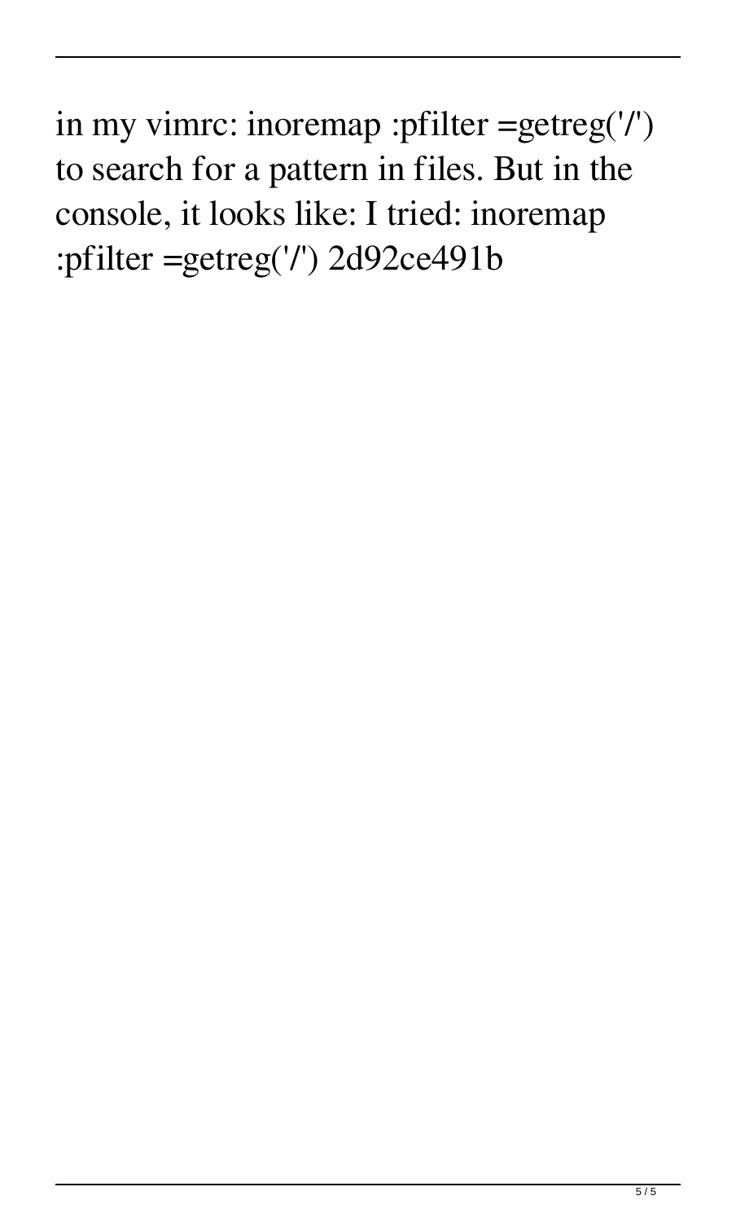in my vimrc: inoremap :pfilter =getreg('/') to search for a pattern in files. But in the console, it looks like: I tried: inoremap :pfilter =getreg('/') 2d92ce491b